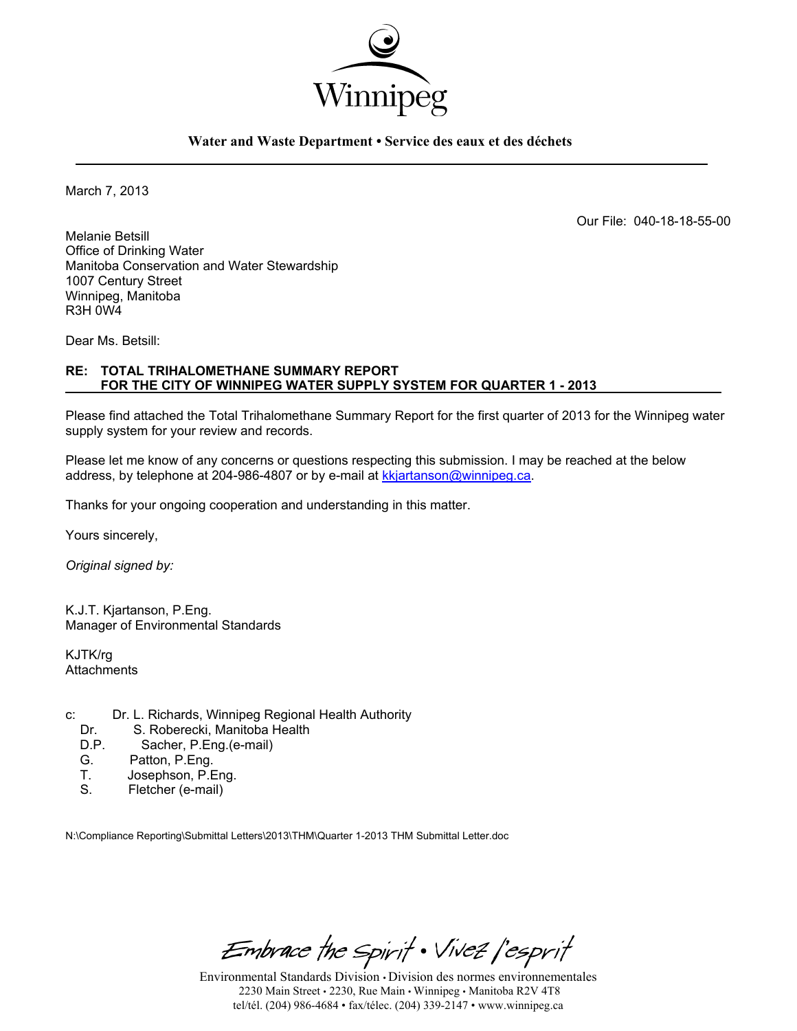Winnipeg

**Water and Waste Department • Service des eaux et des déchets**

March 7, 2013

Our File: 040-18-18-55-00

Melanie Betsill
Office of Drinking Water
Manitoba Conservation and Water Stewardship
1007 Century Street
Winnipeg, Manitoba
R3H 0W4

Dear Ms. Betsill:

**RE: TOTAL TRIHALOMETHANE SUMMARY REPORT FOR THE CITY OF WINNIPEG WATER SUPPLY SYSTEM FOR QUARTER 1 - 2013**

Please find attached the Total Trihalomethane Summary Report for the first quarter of 2013 for the Winnipeg water supply system for your review and records.

Please let me know of any concerns or questions respecting this submission. I may be reached at the below address, by telephone at 204-986-4807 or by e-mail at kkjartanson@winnipeg.ca.

Thanks for your ongoing cooperation and understanding in this matter.

Yours sincerely,

*Original signed by:*

K.J.T. Kjartanson, P.Eng.
Manager of Environmental Standards

KJTK/rg
Attachments

c: Dr. L. Richards, Winnipeg Regional Health Authority
Dr. S. Roberecki, Manitoba Health
D.P. Sacher, P.Eng.(e-mail)
G. Patton, P.Eng.
T. Josephson, P.Eng.
S. Fletcher (e-mail)

N:\Compliance Reporting\Submittal Letters\2013\THM\Quarter 1-2013 THM Submittal Letter.doc

Embrace the Spirit • Vivez l'esprit

Environmental Standards Division • Division des normes environnementales
2230 Main Street • 2230, Rue Main • Winnipeg • Manitoba R2V 4T8
tel/tél. (204) 986-4684 • fax/télec. (204) 339-2147 • www.winnipeg.ca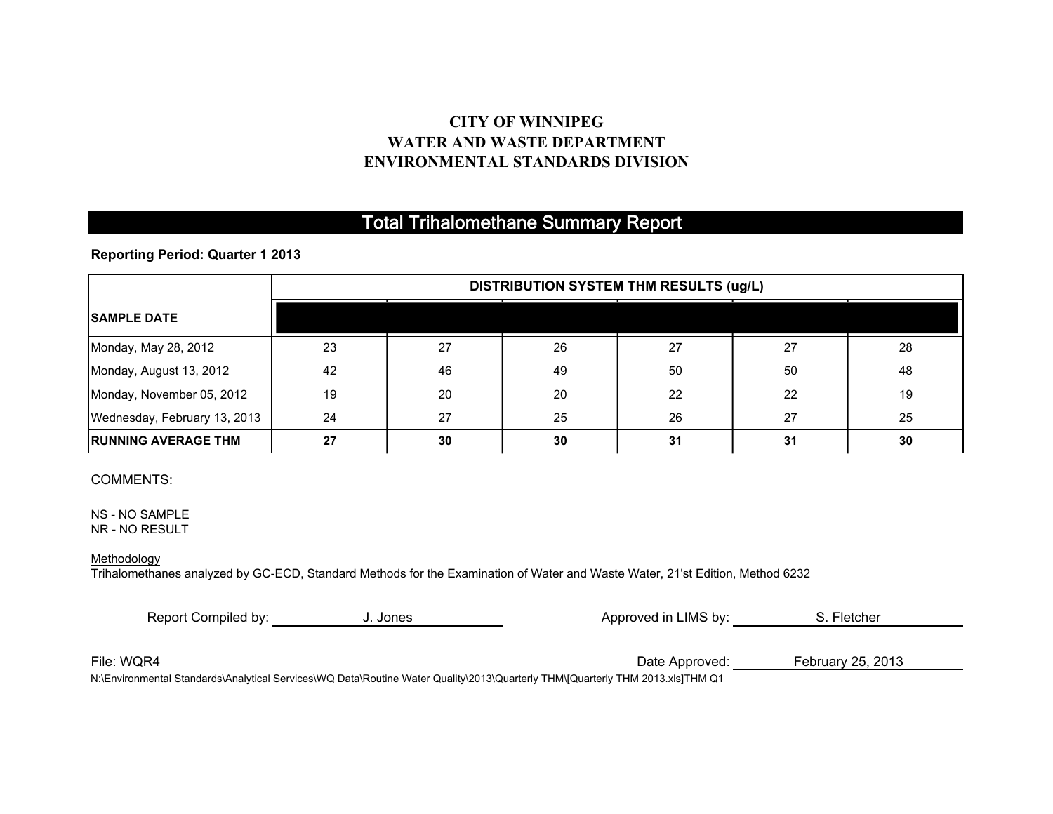**CITY OF WINNIPEG**
**WATER AND WASTE DEPARTMENT**
**ENVIRONMENTAL STANDARDS DIVISION**

# Total Trihalomethane Summary Report

**Reporting Period: Quarter 1 2013**

| | DISTRIBUTION SYSTEM THM RESULTS (ug/L) | | | | | |
|---|---|---|---|---|---|---|
| **SAMPLE DATE** | | | | | | |
| Monday, May 28, 2012 | 23 | 27 | 26 | 27 | 27 | 28 |
| Monday, August 13, 2012 | 42 | 46 | 49 | 50 | 50 | 48 |
| Monday, November 05, 2012 | 19 | 20 | 20 | 22 | 22 | 19 |
| Wednesday, February 13, 2013 | 24 | 27 | 25 | 26 | 27 | 25 |
| **RUNNING AVERAGE THM** | **27** | **30** | **30** | **31** | **31** | **30** |

COMMENTS:

NS - NO SAMPLE
NR - NO RESULT

Methodology
Trihalomethanes analyzed by GC-ECD, Standard Methods for the Examination of Water and Waste Water, 21'st Edition, Method 6232

Report Compiled by: J. Jones

Approved in LIMS by: S. Fletcher

File: WQR4

Date Approved: February 25, 2013

N:\Environmental Standards\Analytical Services\WQ Data\Routine Water Quality\2013\Quarterly THM\[Quarterly THM 2013.xls]THM Q1